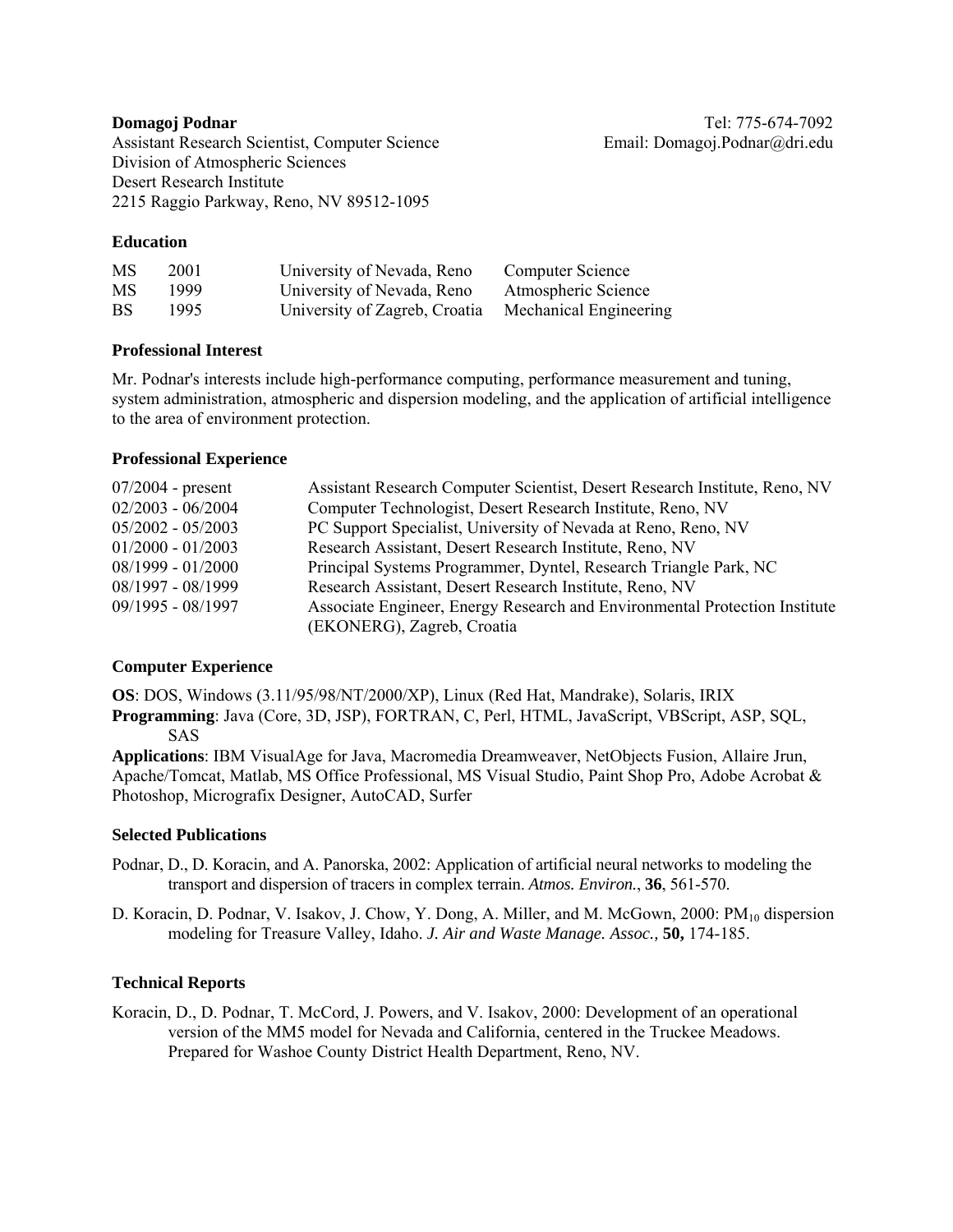**Domagoj Podnar**
Assistant Research Scientist, Computer Science
Division of Atmospheric Sciences
Desert Research Institute
2215 Raggio Parkway, Reno, NV 89512-1095

Tel: 775-674-7092
Email: Domagoj.Podnar@dri.edu

### Education

| | | | |
|---|---|---|---|
| MS | 2001 | University of Nevada, Reno | Computer Science |
| MS | 1999 | University of Nevada, Reno | Atmospheric Science |
| BS | 1995 | University of Zagreb, Croatia | Mechanical Engineering |

### Professional Interest

Mr. Podnar's interests include high-performance computing, performance measurement and tuning, system administration, atmospheric and dispersion modeling, and the application of artificial intelligence to the area of environment protection.

### Professional Experience

| | |
|---|---|
| 07/2004 - present | Assistant Research Computer Scientist, Desert Research Institute, Reno, NV |
| 02/2003 - 06/2004 | Computer Technologist, Desert Research Institute, Reno, NV |
| 05/2002 - 05/2003 | PC Support Specialist, University of Nevada at Reno, Reno, NV |
| 01/2000 - 01/2003 | Research Assistant, Desert Research Institute, Reno, NV |
| 08/1999 - 01/2000 | Principal Systems Programmer, Dyntel, Research Triangle Park, NC |
| 08/1997 - 08/1999 | Research Assistant, Desert Research Institute, Reno, NV |
| 09/1995 - 08/1997 | Associate Engineer, Energy Research and Environmental Protection Institute (EKONERG), Zagreb, Croatia |

### Computer Experience

**OS**: DOS, Windows (3.11/95/98/NT/2000/XP), Linux (Red Hat, Mandrake), Solaris, IRIX
**Programming**: Java (Core, 3D, JSP), FORTRAN, C, Perl, HTML, JavaScript, VBScript, ASP, SQL, SAS
**Applications**: IBM VisualAge for Java, Macromedia Dreamweaver, NetObjects Fusion, Allaire Jrun, Apache/Tomcat, Matlab, MS Office Professional, MS Visual Studio, Paint Shop Pro, Adobe Acrobat & Photoshop, Micrografix Designer, AutoCAD, Surfer

### Selected Publications

Podnar, D., D. Koracin, and A. Panorska, 2002: Application of artificial neural networks to modeling the transport and dispersion of tracers in complex terrain. *Atmos. Environ.*, **36**, 561-570.

D. Koracin, D. Podnar, V. Isakov, J. Chow, Y. Dong, A. Miller, and M. McGown, 2000: $PM_{10}$ dispersion modeling for Treasure Valley, Idaho. *J. Air and Waste Manage. Assoc.,* **50,** 174-185.

### Technical Reports

Koracin, D., D. Podnar, T. McCord, J. Powers, and V. Isakov, 2000: Development of an operational version of the MM5 model for Nevada and California, centered in the Truckee Meadows. Prepared for Washoe County District Health Department, Reno, NV.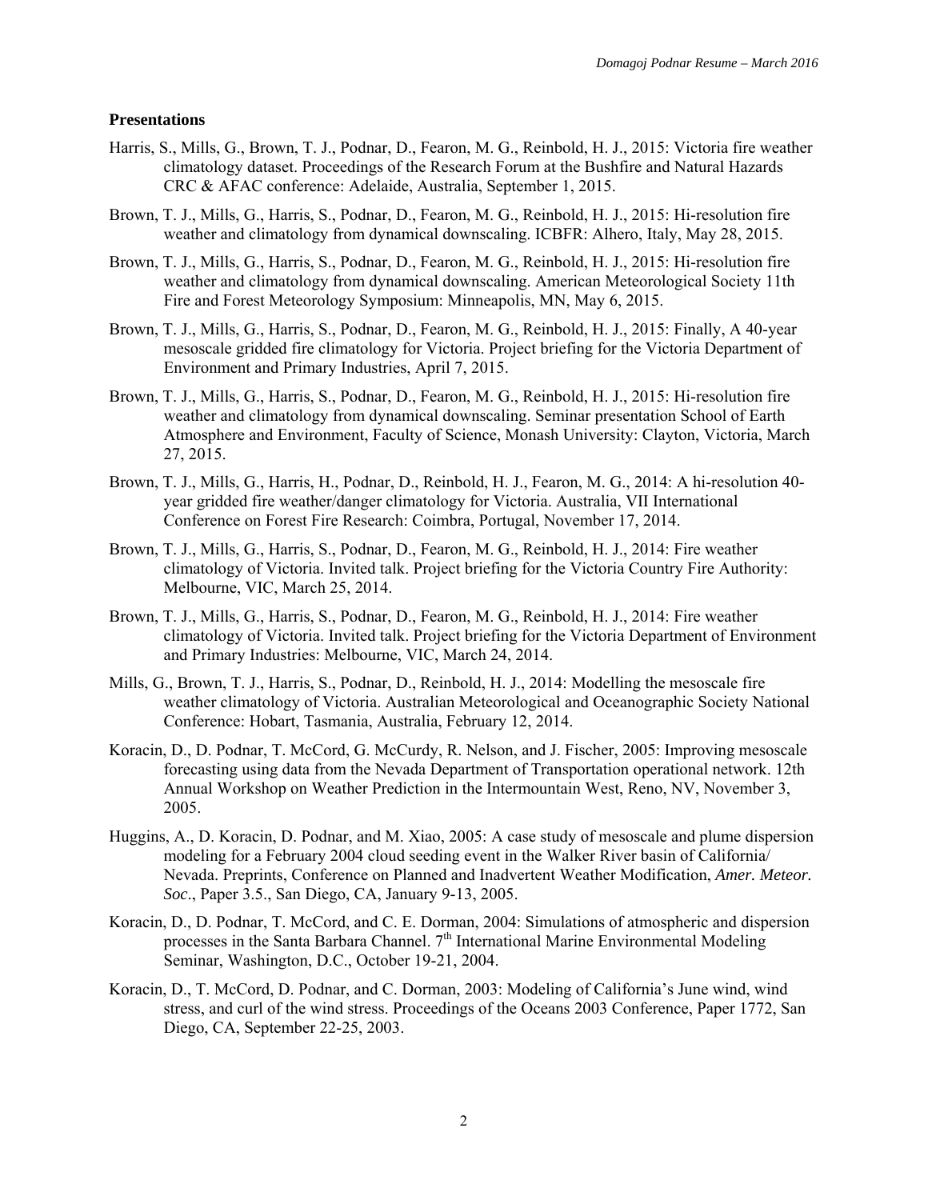**Presentations**

Harris, S., Mills, G., Brown, T. J., Podnar, D., Fearon, M. G., Reinbold, H. J., 2015: Victoria fire weather climatology dataset. Proceedings of the Research Forum at the Bushfire and Natural Hazards CRC & AFAC conference: Adelaide, Australia, September 1, 2015.

Brown, T. J., Mills, G., Harris, S., Podnar, D., Fearon, M. G., Reinbold, H. J., 2015: Hi-resolution fire weather and climatology from dynamical downscaling. ICBFR: Alhero, Italy, May 28, 2015.

Brown, T. J., Mills, G., Harris, S., Podnar, D., Fearon, M. G., Reinbold, H. J., 2015: Hi-resolution fire weather and climatology from dynamical downscaling. American Meteorological Society 11th Fire and Forest Meteorology Symposium: Minneapolis, MN, May 6, 2015.

Brown, T. J., Mills, G., Harris, S., Podnar, D., Fearon, M. G., Reinbold, H. J., 2015: Finally, A 40-year mesoscale gridded fire climatology for Victoria. Project briefing for the Victoria Department of Environment and Primary Industries, April 7, 2015.

Brown, T. J., Mills, G., Harris, S., Podnar, D., Fearon, M. G., Reinbold, H. J., 2015: Hi-resolution fire weather and climatology from dynamical downscaling. Seminar presentation School of Earth Atmosphere and Environment, Faculty of Science, Monash University: Clayton, Victoria, March 27, 2015.

Brown, T. J., Mills, G., Harris, H., Podnar, D., Reinbold, H. J., Fearon, M. G., 2014: A hi-resolution 40-year gridded fire weather/danger climatology for Victoria. Australia, VII International Conference on Forest Fire Research: Coimbra, Portugal, November 17, 2014.

Brown, T. J., Mills, G., Harris, S., Podnar, D., Fearon, M. G., Reinbold, H. J., 2014: Fire weather climatology of Victoria. Invited talk. Project briefing for the Victoria Country Fire Authority: Melbourne, VIC, March 25, 2014.

Brown, T. J., Mills, G., Harris, S., Podnar, D., Fearon, M. G., Reinbold, H. J., 2014: Fire weather climatology of Victoria. Invited talk. Project briefing for the Victoria Department of Environment and Primary Industries: Melbourne, VIC, March 24, 2014.

Mills, G., Brown, T. J., Harris, S., Podnar, D., Reinbold, H. J., 2014: Modelling the mesoscale fire weather climatology of Victoria. Australian Meteorological and Oceanographic Society National Conference: Hobart, Tasmania, Australia, February 12, 2014.

Koracin, D., D. Podnar, T. McCord, G. McCurdy, R. Nelson, and J. Fischer, 2005: Improving mesoscale forecasting using data from the Nevada Department of Transportation operational network. 12th Annual Workshop on Weather Prediction in the Intermountain West, Reno, NV, November 3, 2005.

Huggins, A., D. Koracin, D. Podnar, and M. Xiao, 2005: A case study of mesoscale and plume dispersion modeling for a February 2004 cloud seeding event in the Walker River basin of California/Nevada. Preprints, Conference on Planned and Inadvertent Weather Modification, *Amer. Meteor. Soc*., Paper 3.5., San Diego, CA, January 9-13, 2005.

Koracin, D., D. Podnar, T. McCord, and C. E. Dorman, 2004: Simulations of atmospheric and dispersion processes in the Santa Barbara Channel. 7th International Marine Environmental Modeling Seminar, Washington, D.C., October 19-21, 2004.

Koracin, D., T. McCord, D. Podnar, and C. Dorman, 2003: Modeling of California's June wind, wind stress, and curl of the wind stress. Proceedings of the Oceans 2003 Conference, Paper 1772, San Diego, CA, September 22-25, 2003.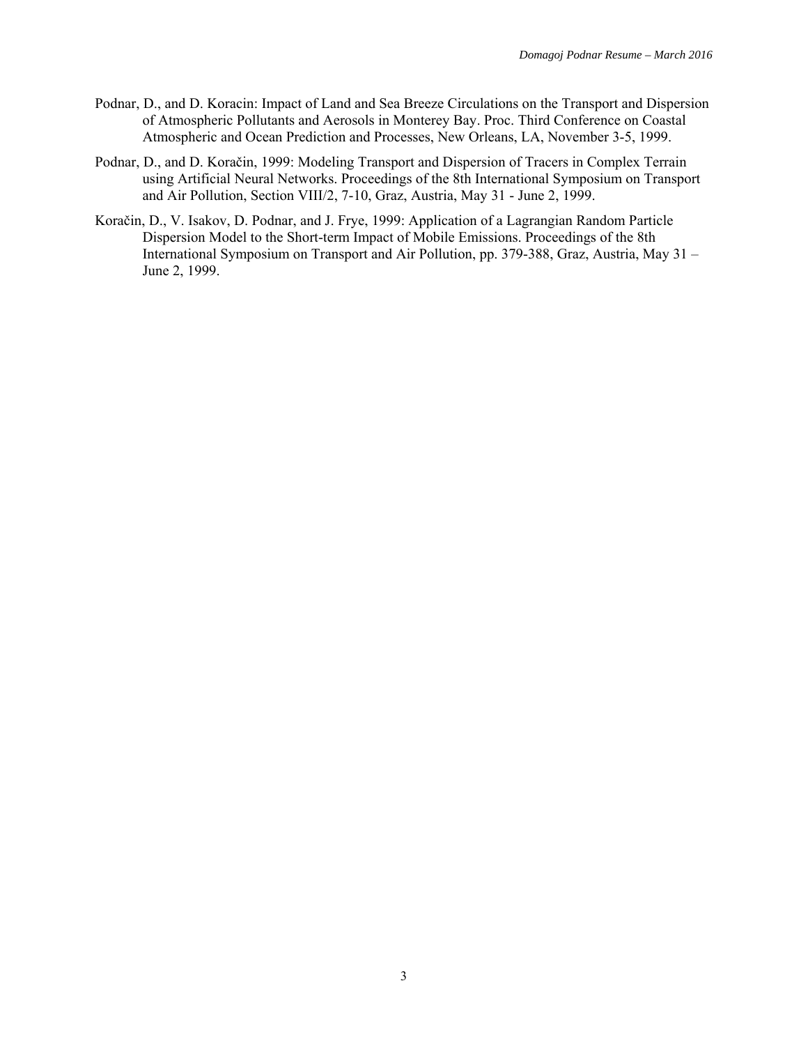Podnar, D., and D. Koracin: Impact of Land and Sea Breeze Circulations on the Transport and Dispersion of Atmospheric Pollutants and Aerosols in Monterey Bay. Proc. Third Conference on Coastal Atmospheric and Ocean Prediction and Processes, New Orleans, LA, November 3-5, 1999.

Podnar, D., and D. Koračin, 1999: Modeling Transport and Dispersion of Tracers in Complex Terrain using Artificial Neural Networks. Proceedings of the 8th International Symposium on Transport and Air Pollution, Section VIII/2, 7-10, Graz, Austria, May 31 - June 2, 1999.

Koračin, D., V. Isakov, D. Podnar, and J. Frye, 1999: Application of a Lagrangian Random Particle Dispersion Model to the Short-term Impact of Mobile Emissions. Proceedings of the 8th International Symposium on Transport and Air Pollution, pp. 379-388, Graz, Austria, May 31 – June 2, 1999.